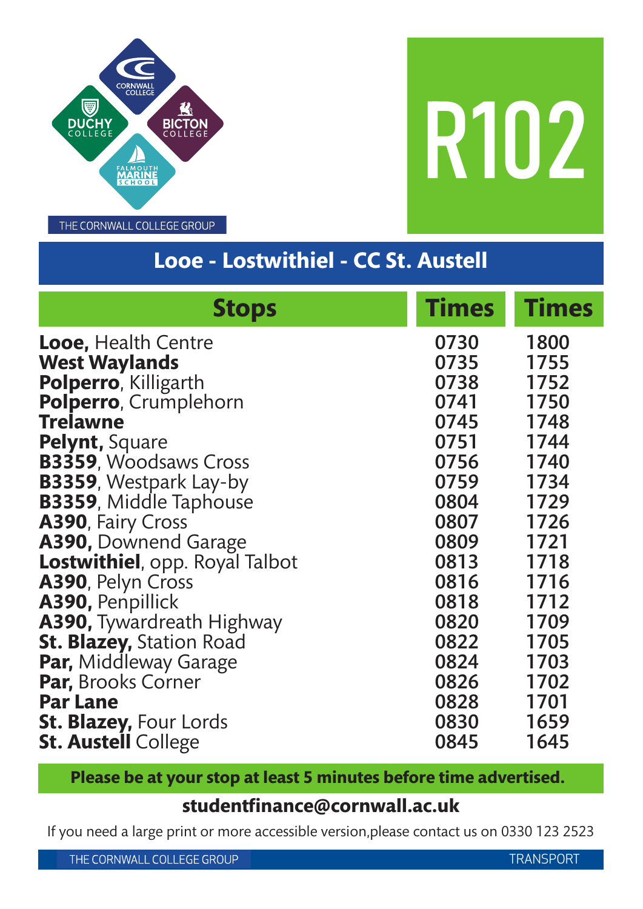THE CORNWALL COLLEGE GROUP

# R102

## Looe - Lostwithiel - CC St. Austell

| Stops | Times | Times |
|---|---|---|
| **Looe,** Health Centre | 0730 | 1800 |
| **West Waylands** | 0735 | 1755 |
| **Polperro**, Killigarth | 0738 | 1752 |
| **Polperro**, Crumplehorn | 0741 | 1750 |
| **Trelawne** | 0745 | 1748 |
| **Pelynt,** Square | 0751 | 1744 |
| **B3359**, Woodsaws Cross | 0756 | 1740 |
| **B3359**, Westpark Lay-by | 0759 | 1734 |
| **B3359**, Middle Taphouse | 0804 | 1729 |
| **A390**, Fairy Cross | 0807 | 1726 |
| **A390,** Downend Garage | 0809 | 1721 |
| **Lostwithiel**, opp. Royal Talbot | 0813 | 1718 |
| **A390**, Pelyn Cross | 0816 | 1716 |
| **A390,** Penpillick | 0818 | 1712 |
| **A390,** Tywardreath Highway | 0820 | 1709 |
| **St. Blazey,** Station Road | 0822 | 1705 |
| **Par,** Middleway Garage | 0824 | 1703 |
| **Par,** Brooks Corner | 0826 | 1702 |
| **Par Lane** | 0828 | 1701 |
| **St. Blazey,** Four Lords | 0830 | 1659 |
| **St. Austell** College | 0845 | 1645 |

**Please be at your stop at least 5 minutes before time advertised.**

**studentfinance@cornwall.ac.uk**

If you need a large print or more accessible version,please contact us on 0330 123 2523

THE CORNWALL COLLEGE GROUP — TRANSPORT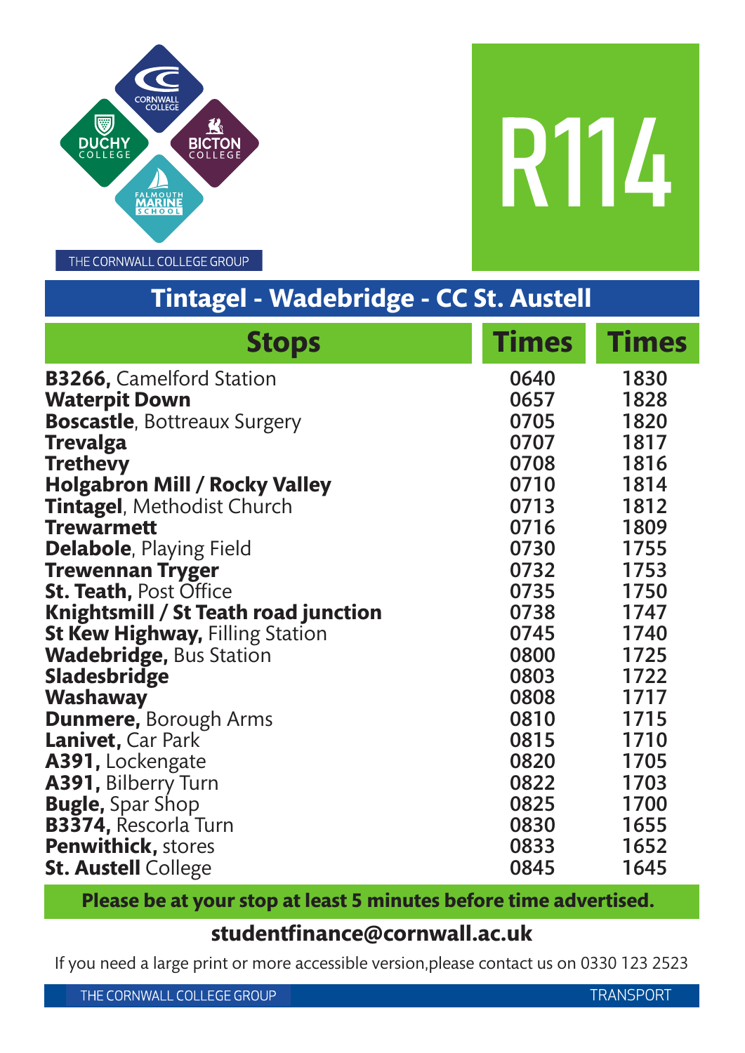THE CORNWALL COLLEGE GROUP

# R114

## Tintagel - Wadebridge - CC St. Austell

| Stops | Times | Times |
|---|---|---|
| **B3266,** Camelford Station | 0640 | 1830 |
| **Waterpit Down** | 0657 | 1828 |
| **Boscastle**, Bottreaux Surgery | 0705 | 1820 |
| **Trevalga** | 0707 | 1817 |
| **Trethevy** | 0708 | 1816 |
| **Holgabron Mill / Rocky Valley** | 0710 | 1814 |
| **Tintagel**, Methodist Church | 0713 | 1812 |
| **Trewarmett** | 0716 | 1809 |
| **Delabole**, Playing Field | 0730 | 1755 |
| **Trewennan Tryger** | 0732 | 1753 |
| **St. Teath,** Post Office | 0735 | 1750 |
| **Knightsmill / St Teath road junction** | 0738 | 1747 |
| **St Kew Highway,** Filling Station | 0745 | 1740 |
| **Wadebridge,** Bus Station | 0800 | 1725 |
| **Sladesbridge** | 0803 | 1722 |
| **Washaway** | 0808 | 1717 |
| **Dunmere,** Borough Arms | 0810 | 1715 |
| **Lanivet,** Car Park | 0815 | 1710 |
| **A391,** Lockengate | 0820 | 1705 |
| **A391,** Bilberry Turn | 0822 | 1703 |
| **Bugle,** Spar Shop | 0825 | 1700 |
| **B3374,** Rescorla Turn | 0830 | 1655 |
| **Penwithick,** stores | 0833 | 1652 |
| **St. Austell** College | 0845 | 1645 |

**Please be at your stop at least 5 minutes before time advertised.**

**studentfinance@cornwall.ac.uk**

If you need a large print or more accessible version,please contact us on 0330 123 2523

THE CORNWALL COLLEGE GROUP TRANSPORT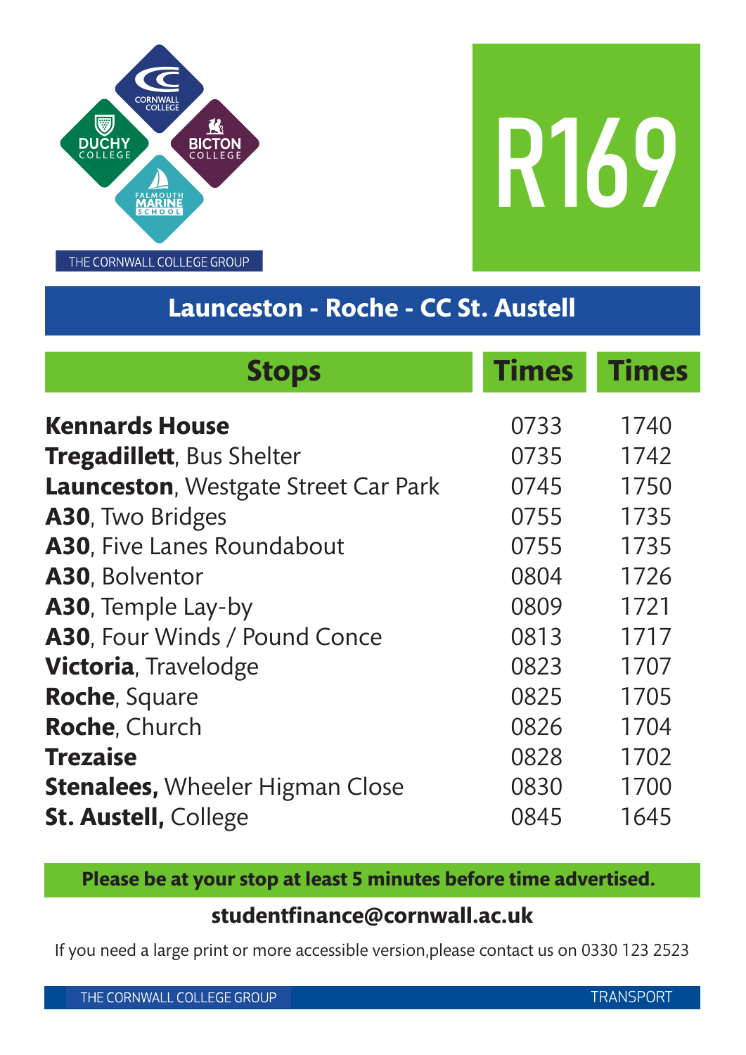THE CORNWALL COLLEGE GROUP

# R169

## Launceston - Roche - CC St. Austell

| Stops | Times | Times |
|---|---|---|
| **Kennards House** | 0733 | 1740 |
| **Tregadillett**, Bus Shelter | 0735 | 1742 |
| **Launceston**, Westgate Street Car Park | 0745 | 1750 |
| **A30**, Two Bridges | 0755 | 1735 |
| **A30**, Five Lanes Roundabout | 0755 | 1735 |
| **A30**, Bolventor | 0804 | 1726 |
| **A30**, Temple Lay-by | 0809 | 1721 |
| **A30**, Four Winds / Pound Conce | 0813 | 1717 |
| **Victoria**, Travelodge | 0823 | 1707 |
| **Roche**, Square | 0825 | 1705 |
| **Roche**, Church | 0826 | 1704 |
| **Trezaise** | 0828 | 1702 |
| **Stenalees,** Wheeler Higman Close | 0830 | 1700 |
| **St. Austell,** College | 0845 | 1645 |

**Please be at your stop at least 5 minutes before time advertised.**

**studentfinance@cornwall.ac.uk**

If you need a large print or more accessible version,please contact us on 0330 123 2523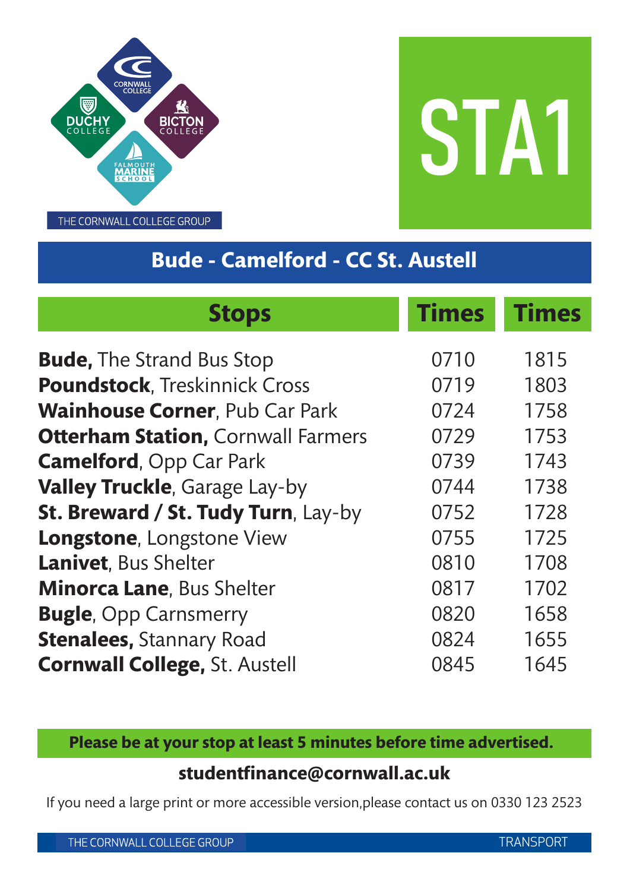THE CORNWALL COLLEGE GROUP

# STA1

## Bude - Camelford - CC St. Austell

| Stops | Times | Times |
|---|---|---|
| **Bude,** The Strand Bus Stop | 0710 | 1815 |
| **Poundstock**, Treskinnick Cross | 0719 | 1803 |
| **Wainhouse Corner**, Pub Car Park | 0724 | 1758 |
| **Otterham Station,** Cornwall Farmers | 0729 | 1753 |
| **Camelford**, Opp Car Park | 0739 | 1743 |
| **Valley Truckle**, Garage Lay-by | 0744 | 1738 |
| **St. Breward / St. Tudy Turn**, Lay-by | 0752 | 1728 |
| **Longstone**, Longstone View | 0755 | 1725 |
| **Lanivet**, Bus Shelter | 0810 | 1708 |
| **Minorca Lane**, Bus Shelter | 0817 | 1702 |
| **Bugle**, Opp Carnsmerry | 0820 | 1658 |
| **Stenalees,** Stannary Road | 0824 | 1655 |
| **Cornwall College,** St. Austell | 0845 | 1645 |

**Please be at your stop at least 5 minutes before time advertised.**

**studentfinance@cornwall.ac.uk**

If you need a large print or more accessible version,please contact us on 0330 123 2523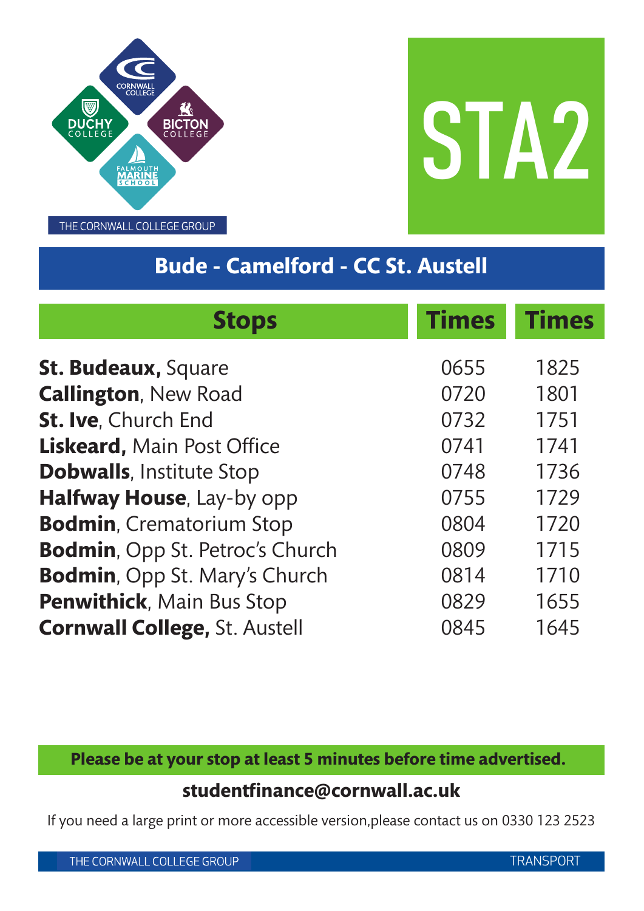# STA2

## Bude - Camelford - CC St. Austell

| Stops | Times | Times |
|---|---|---|
| **St. Budeaux,** Square | 0655 | 1825 |
| **Callington**, New Road | 0720 | 1801 |
| **St. Ive**, Church End | 0732 | 1751 |
| **Liskeard,** Main Post Office | 0741 | 1741 |
| **Dobwalls**, Institute Stop | 0748 | 1736 |
| **Halfway House**, Lay-by opp | 0755 | 1729 |
| **Bodmin**, Crematorium Stop | 0804 | 1720 |
| **Bodmin**, Opp St. Petroc's Church | 0809 | 1715 |
| **Bodmin**, Opp St. Mary's Church | 0814 | 1710 |
| **Penwithick**, Main Bus Stop | 0829 | 1655 |
| **Cornwall College,** St. Austell | 0845 | 1645 |

**Please be at your stop at least 5 minutes before time advertised.**

**studentfinance@cornwall.ac.uk**

If you need a large print or more accessible version,please contact us on 0330 123 2523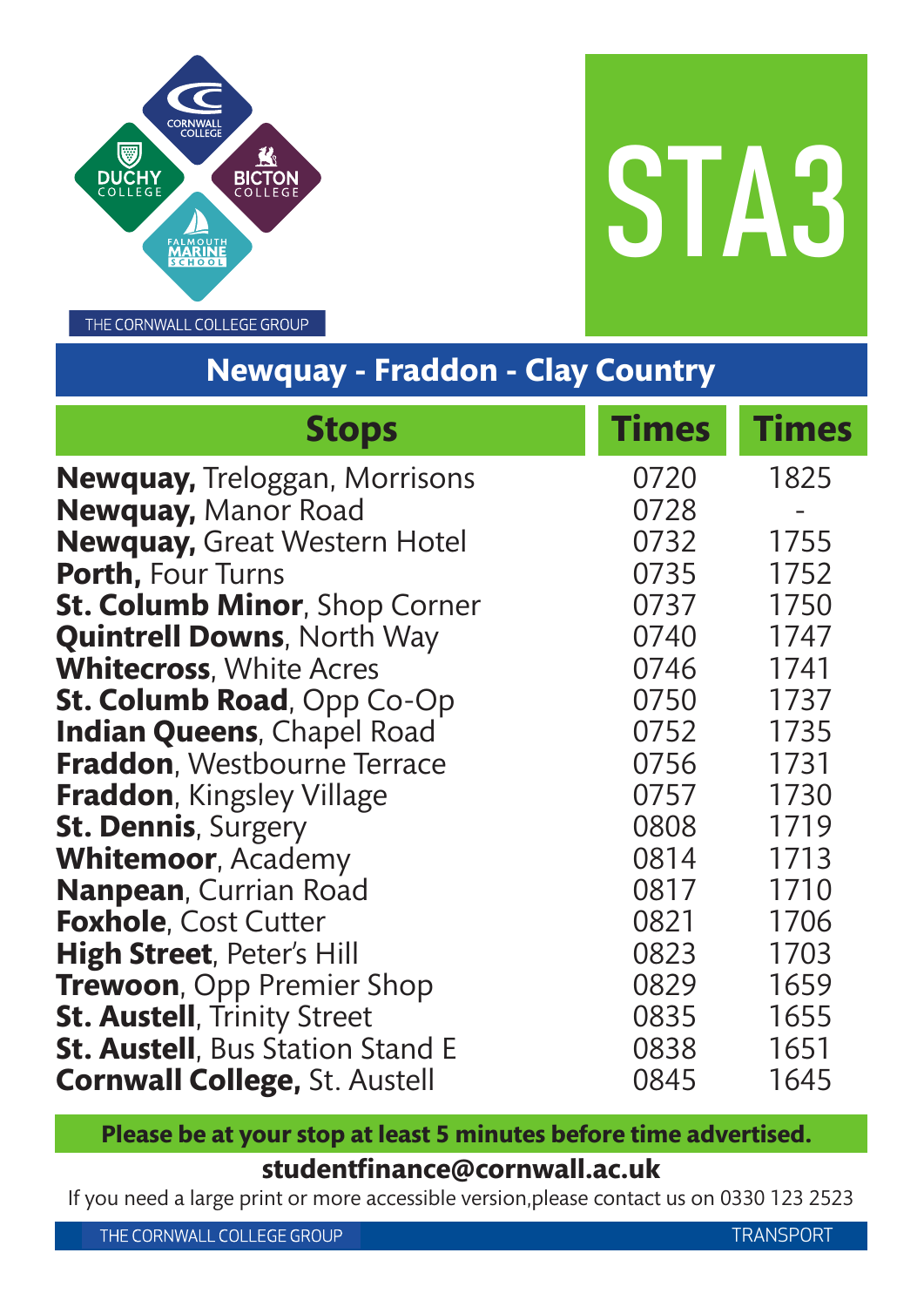CORNWALL COLLEGE

DUCHY COLLEGE

BICTON COLLEGE

FALMOUTH MARINE SCHOOL

THE CORNWALL COLLEGE GROUP

# STA3

## Newquay - Fraddon - Clay Country

| Stops | Times | Times |
|---|---|---|
| **Newquay,** Treloggan, Morrisons | 0720 | 1825 |
| **Newquay,** Manor Road | 0728 | - |
| **Newquay,** Great Western Hotel | 0732 | 1755 |
| **Porth,** Four Turns | 0735 | 1752 |
| **St. Columb Minor**, Shop Corner | 0737 | 1750 |
| **Quintrell Downs**, North Way | 0740 | 1747 |
| **Whitecross**, White Acres | 0746 | 1741 |
| **St. Columb Road**, Opp Co-Op | 0750 | 1737 |
| **Indian Queens**, Chapel Road | 0752 | 1735 |
| **Fraddon**, Westbourne Terrace | 0756 | 1731 |
| **Fraddon**, Kingsley Village | 0757 | 1730 |
| **St. Dennis**, Surgery | 0808 | 1719 |
| **Whitemoor**, Academy | 0814 | 1713 |
| **Nanpean**, Currian Road | 0817 | 1710 |
| **Foxhole**, Cost Cutter | 0821 | 1706 |
| **High Street**, Peter's Hill | 0823 | 1703 |
| **Trewoon**, Opp Premier Shop | 0829 | 1659 |
| **St. Austell**, Trinity Street | 0835 | 1655 |
| **St. Austell**, Bus Station Stand E | 0838 | 1651 |
| **Cornwall College,** St. Austell | 0845 | 1645 |

**Please be at your stop at least 5 minutes before time advertised.**

**studentfinance@cornwall.ac.uk**

If you need a large print or more accessible version,please contact us on 0330 123 2523

THE CORNWALL COLLEGE GROUP TRANSPORT